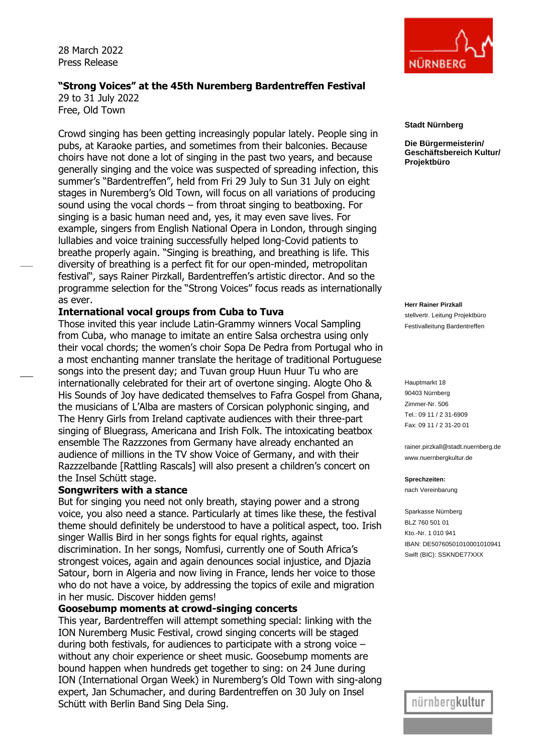28 March 2022
Press Release

**"Strong Voices" at the 45th Nuremberg Bardentreffen Festival**
29 to 31 July 2022
Free, Old Town

Crowd singing has been getting increasingly popular lately. People sing in pubs, at Karaoke parties, and sometimes from their balconies. Because choirs have not done a lot of singing in the past two years, and because generally singing and the voice was suspected of spreading infection, this summer's "Bardentreffen", held from Fri 29 July to Sun 31 July on eight stages in Nuremberg's Old Town, will focus on all variations of producing sound using the vocal chords – from throat singing to beatboxing. For singing is a basic human need and, yes, it may even save lives. For example, singers from English National Opera in London, through singing lullabies and voice training successfully helped long-Covid patients to breathe properly again. "Singing is breathing, and breathing is life. This diversity of breathing is a perfect fit for our open-minded, metropolitan festival", says Rainer Pirzkall, Bardentreffen's artistic director. And so the programme selection for the "Strong Voices" focus reads as internationally as ever.

**International vocal groups from Cuba to Tuva**

Those invited this year include Latin-Grammy winners Vocal Sampling from Cuba, who manage to imitate an entire Salsa orchestra using only their vocal chords; the women's choir Sopa De Pedra from Portugal who in a most enchanting manner translate the heritage of traditional Portuguese songs into the present day; and Tuvan group Huun Huur Tu who are internationally celebrated for their art of overtone singing. Alogte Oho & His Sounds of Joy have dedicated themselves to Fafra Gospel from Ghana, the musicians of L'Alba are masters of Corsican polyphonic singing, and The Henry Girls from Ireland captivate audiences with their three-part singing of Bluegrass, Americana and Irish Folk. The intoxicating beatbox ensemble The Razzzones from Germany have already enchanted an audience of millions in the TV show Voice of Germany, and with their Razzzelbande [Rattling Rascals] will also present a children's concert on the Insel Schütt stage.

**Songwriters with a stance**

But for singing you need not only breath, staying power and a strong voice, you also need a stance. Particularly at times like these, the festival theme should definitely be understood to have a political aspect, too. Irish singer Wallis Bird in her songs fights for equal rights, against discrimination. In her songs, Nomfusi, currently one of South Africa's strongest voices, again and again denounces social injustice, and Djazia Satour, born in Algeria and now living in France, lends her voice to those who do not have a voice, by addressing the topics of exile and migration in her music. Discover hidden gems!

**Goosebump moments at crowd-singing concerts**

This year, Bardentreffen will attempt something special: linking with the ION Nuremberg Music Festival, crowd singing concerts will be staged during both festivals, for audiences to participate with a strong voice – without any choir experience or sheet music. Goosebump moments are bound happen when hundreds get together to sing: on 24 June during ION (International Organ Week) in Nuremberg's Old Town with sing-along expert, Jan Schumacher, and during Bardentreffen on 30 July on Insel Schütt with Berlin Band Sing Dela Sing.

**Stadt Nürnberg**

**Die Bürgermeisterin/ Geschäftsbereich Kultur/ Projektbüro**

**Herr Rainer Pirzkall**
stellvertr. Leitung Projektbüro
Festivalleitung Bardentreffen

Hauptmarkt 18
90403 Nürnberg
Zimmer-Nr. 506
Tel.: 09 11 / 2 31-6909
Fax: 09 11 / 2 31-20 01

rainer.pirzkall@stadt.nuernberg.de
www.nuernbergkultur.de

**Sprechzeiten:**
nach Vereinbarung

Sparkasse Nürnberg
BLZ 760 501 01
Kto.-Nr. 1 010 941
IBAN: DE50760501010001010941
Swift (BIC): SSKNDE77XXX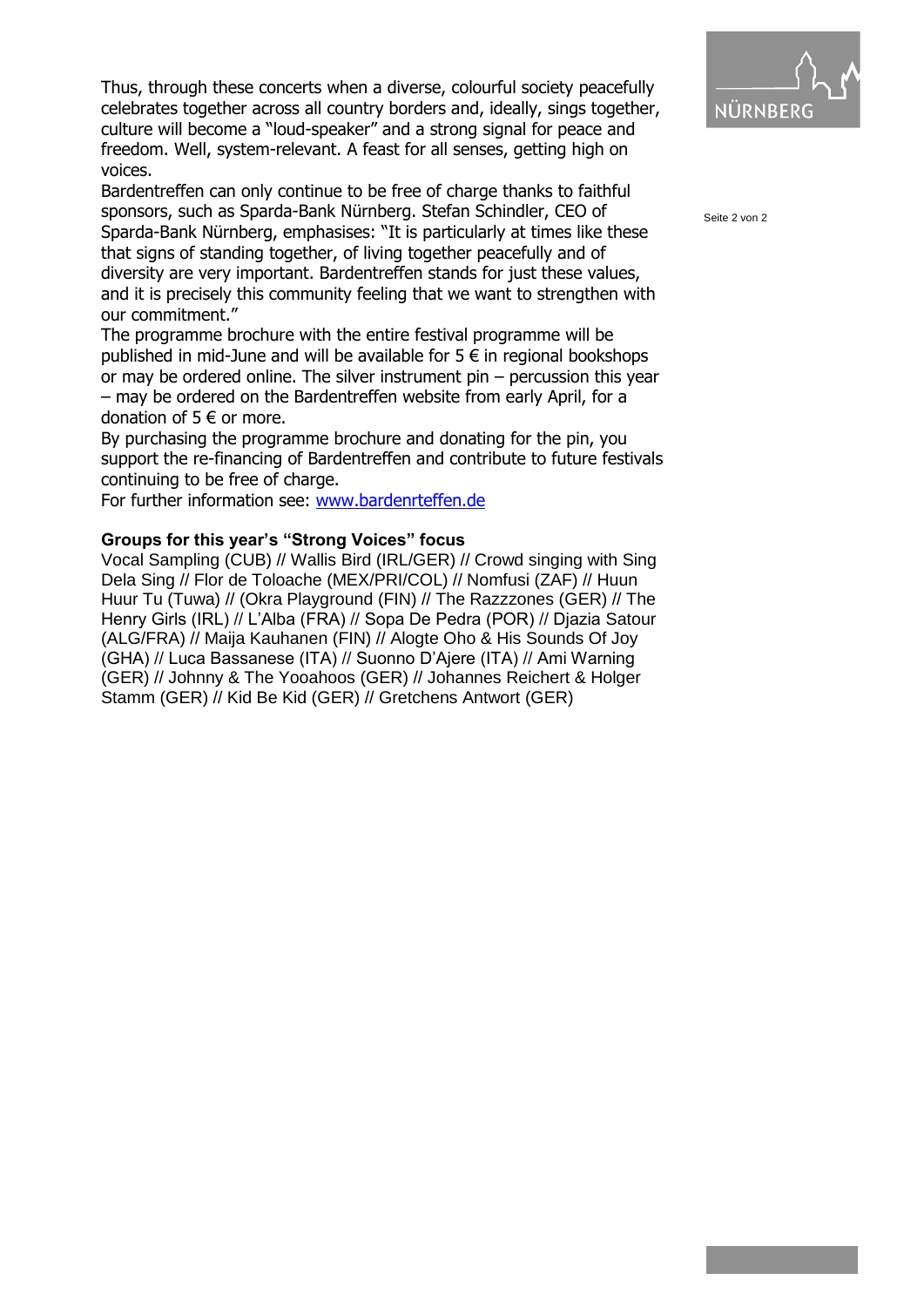Thus, through these concerts when a diverse, colourful society peacefully celebrates together across all country borders and, ideally, sings together, culture will become a "loud-speaker" and a strong signal for peace and freedom. Well, system-relevant. A feast for all senses, getting high on voices.

Bardentreffen can only continue to be free of charge thanks to faithful sponsors, such as Sparda-Bank Nürnberg. Stefan Schindler, CEO of Sparda-Bank Nürnberg, emphasises: "It is particularly at times like these that signs of standing together, of living together peacefully and of diversity are very important. Bardentreffen stands for just these values, and it is precisely this community feeling that we want to strengthen with our commitment."

The programme brochure with the entire festival programme will be published in mid-June and will be available for 5 € in regional bookshops or may be ordered online. The silver instrument pin – percussion this year – may be ordered on the Bardentreffen website from early April, for a donation of 5 € or more.

By purchasing the programme brochure and donating for the pin, you support the re-financing of Bardentreffen and contribute to future festivals continuing to be free of charge.

For further information see: www.bardenrteffen.de

**Groups for this year's "Strong Voices" focus**

Vocal Sampling (CUB) // Wallis Bird (IRL/GER) // Crowd singing with Sing Dela Sing // Flor de Toloache (MEX/PRI/COL) // Nomfusi (ZAF) // Huun Huur Tu (Tuwa) // (Okra Playground (FIN) // The Razzzones (GER) // The Henry Girls (IRL) // L'Alba (FRA) // Sopa De Pedra (POR) // Djazia Satour (ALG/FRA) // Maija Kauhanen (FIN) // Alogte Oho & His Sounds Of Joy (GHA) // Luca Bassanese (ITA) // Suonno D'Ajere (ITA) // Ami Warning (GER) // Johnny & The Yooahoos (GER) // Johannes Reichert & Holger Stamm (GER) // Kid Be Kid (GER) // Gretchens Antwort (GER)